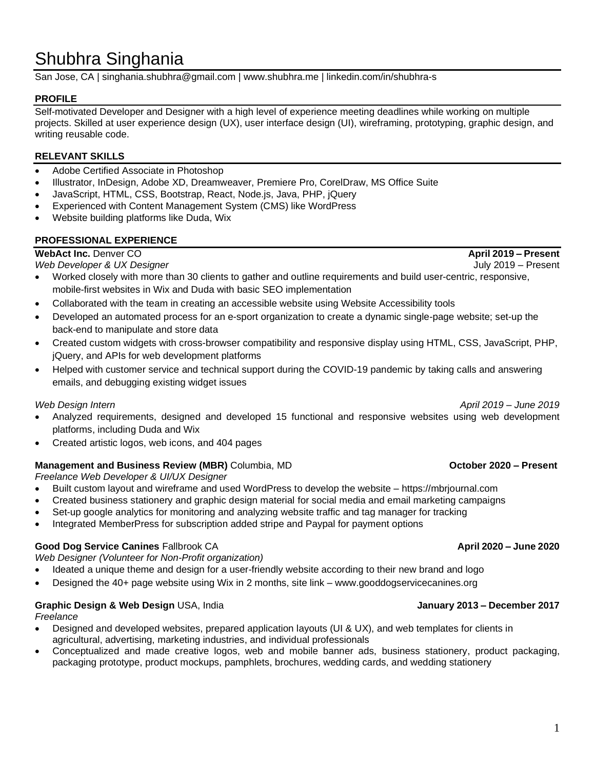# Shubhra Singhania

San Jose, CA | singhania.shubhra@gmail.com | www.shubhra.me | linkedin.com/in/shubhra-s

## PROFILE

Self-motivated Developer and Designer with a high level of experience meeting deadlines while working on multiple projects. Skilled at user experience design (UX), user interface design (UI), wireframing, prototyping, graphic design, and writing reusable code.

## RELEVANT SKILLS

- Adobe Certified Associate in Photoshop
- Illustrator, InDesign, Adobe XD, Dreamweaver, Premiere Pro, CorelDraw, MS Office Suite
- JavaScript, HTML, CSS, Bootstrap, React, Node.js, Java, PHP, jQuery
- Experienced with Content Management System (CMS) like WordPress
- Website building platforms like Duda, Wix

## PROFESSIONAL EXPERIENCE

**WebAct Inc.** Denver CO — **April 2019 – Present**

*Web Developer & UX Designer* — July 2019 – Present

- Worked closely with more than 30 clients to gather and outline requirements and build user-centric, responsive, mobile-first websites in Wix and Duda with basic SEO implementation
- Collaborated with the team in creating an accessible website using Website Accessibility tools
- Developed an automated process for an e-sport organization to create a dynamic single-page website; set-up the back-end to manipulate and store data
- Created custom widgets with cross-browser compatibility and responsive display using HTML, CSS, JavaScript, PHP, jQuery, and APIs for web development platforms
- Helped with customer service and technical support during the COVID-19 pandemic by taking calls and answering emails, and debugging existing widget issues

*Web Design Intern* — *April 2019 – June 2019*

- Analyzed requirements, designed and developed 15 functional and responsive websites using web development platforms, including Duda and Wix
- Created artistic logos, web icons, and 404 pages

**Management and Business Review (MBR)** Columbia, MD — **October 2020 – Present**

*Freelance Web Developer & UI/UX Designer*

- Built custom layout and wireframe and used WordPress to develop the website – https://mbrjournal.com
- Created business stationery and graphic design material for social media and email marketing campaigns
- Set-up google analytics for monitoring and analyzing website traffic and tag manager for tracking
- Integrated MemberPress for subscription added stripe and Paypal for payment options

**Good Dog Service Canines** Fallbrook CA — **April 2020 – June 2020**

*Web Designer (Volunteer for Non-Profit organization)*

- Ideated a unique theme and design for a user-friendly website according to their new brand and logo
- Designed the 40+ page website using Wix in 2 months, site link – www.gooddogservicecanines.org

**Graphic Design & Web Design** USA, India — **January 2013 – December 2017**

*Freelance*

- Designed and developed websites, prepared application layouts (UI & UX), and web templates for clients in agricultural, advertising, marketing industries, and individual professionals
- Conceptualized and made creative logos, web and mobile banner ads, business stationery, product packaging, packaging prototype, product mockups, pamphlets, brochures, wedding cards, and wedding stationery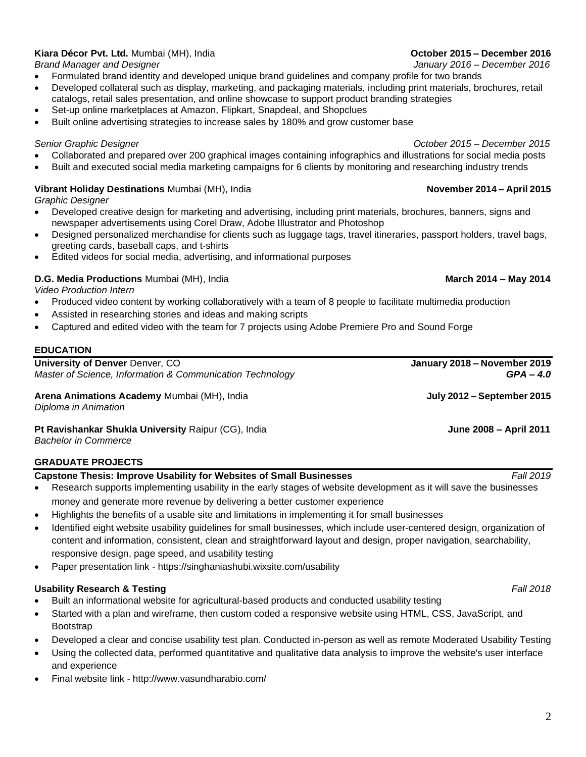**Kiara Décor Pvt. Ltd.** Mumbai (MH), India **October 2015 – December 2016**

*Brand Manager and Designer* *January 2016 – December 2016*

- Formulated brand identity and developed unique brand guidelines and company profile for two brands
- Developed collateral such as display, marketing, and packaging materials, including print materials, brochures, retail catalogs, retail sales presentation, and online showcase to support product branding strategies
- Set-up online marketplaces at Amazon, Flipkart, Snapdeal, and Shopclues
- Built online advertising strategies to increase sales by 180% and grow customer base

*Senior Graphic Designer* *October 2015 – December 2015*

- Collaborated and prepared over 200 graphical images containing infographics and illustrations for social media posts
- Built and executed social media marketing campaigns for 6 clients by monitoring and researching industry trends

**Vibrant Holiday Destinations** Mumbai (MH), India **November 2014 – April 2015**

*Graphic Designer*

- Developed creative design for marketing and advertising, including print materials, brochures, banners, signs and newspaper advertisements using Corel Draw, Adobe Illustrator and Photoshop
- Designed personalized merchandise for clients such as luggage tags, travel itineraries, passport holders, travel bags, greeting cards, baseball caps, and t-shirts
- Edited videos for social media, advertising, and informational purposes

**D.G. Media Productions** Mumbai (MH), India **March 2014 – May 2014**

*Video Production Intern*

- Produced video content by working collaboratively with a team of 8 people to facilitate multimedia production
- Assisted in researching stories and ideas and making scripts
- Captured and edited video with the team for 7 projects using Adobe Premiere Pro and Sound Forge

## EDUCATION

**University of Denver** Denver, CO **January 2018 – November 2019**

*Master of Science, Information & Communication Technology* ***GPA – 4.0***

**Arena Animations Academy** Mumbai (MH), India **July 2012 – September 2015**

*Diploma in Animation*

**Pt Ravishankar Shukla University** Raipur (CG), India **June 2008 – April 2011**

*Bachelor in Commerce*

## GRADUATE PROJECTS

**Capstone Thesis: Improve Usability for Websites of Small Businesses** *Fall 2019*

- Research supports implementing usability in the early stages of website development as it will save the businesses money and generate more revenue by delivering a better customer experience
- Highlights the benefits of a usable site and limitations in implementing it for small businesses
- Identified eight website usability guidelines for small businesses, which include user-centered design, organization of content and information, consistent, clean and straightforward layout and design, proper navigation, searchability, responsive design, page speed, and usability testing
- Paper presentation link - https://singhaniashubi.wixsite.com/usability

**Usability Research & Testing** *Fall 2018*

- Built an informational website for agricultural-based products and conducted usability testing
- Started with a plan and wireframe, then custom coded a responsive website using HTML, CSS, JavaScript, and Bootstrap
- Developed a clear and concise usability test plan. Conducted in-person as well as remote Moderated Usability Testing
- Using the collected data, performed quantitative and qualitative data analysis to improve the website's user interface and experience
- Final website link - http://www.vasundharabio.com/